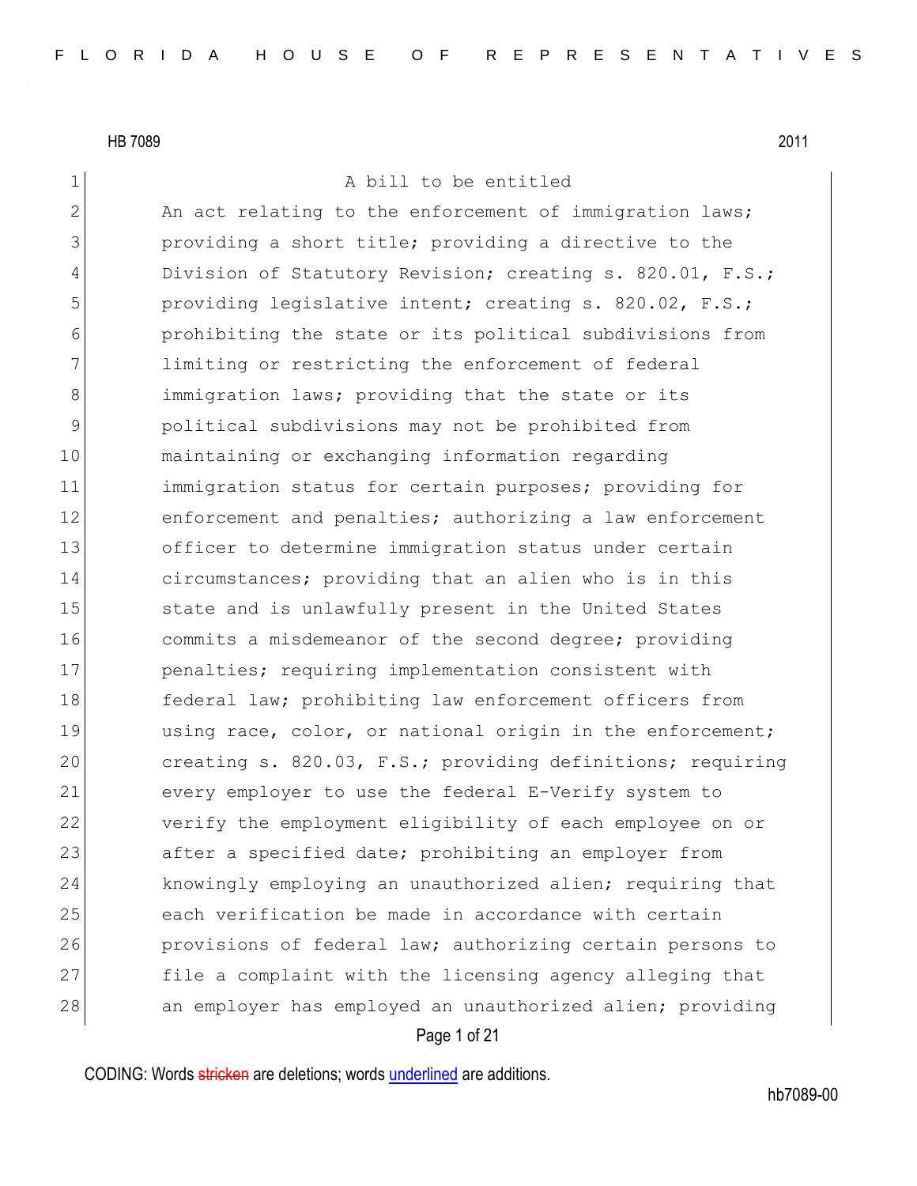HB 7089 2011

A bill to be entitled

An act relating to the enforcement of immigration laws; providing a short title; providing a directive to the Division of Statutory Revision; creating s. 820.01, F.S.; providing legislative intent; creating s. 820.02, F.S.; prohibiting the state or its political subdivisions from limiting or restricting the enforcement of federal immigration laws; providing that the state or its political subdivisions may not be prohibited from maintaining or exchanging information regarding immigration status for certain purposes; providing for enforcement and penalties; authorizing a law enforcement officer to determine immigration status under certain circumstances; providing that an alien who is in this state and is unlawfully present in the United States commits a misdemeanor of the second degree; providing penalties; requiring implementation consistent with federal law; prohibiting law enforcement officers from using race, color, or national origin in the enforcement; creating s. 820.03, F.S.; providing definitions; requiring every employer to use the federal E-Verify system to verify the employment eligibility of each employee on or after a specified date; prohibiting an employer from knowingly employing an unauthorized alien; requiring that each verification be made in accordance with certain provisions of federal law; authorizing certain persons to file a complaint with the licensing agency alleging that an employer has employed an unauthorized alien; providing

CODING: Words stricken are deletions; words underlined are additions.

hb7089-00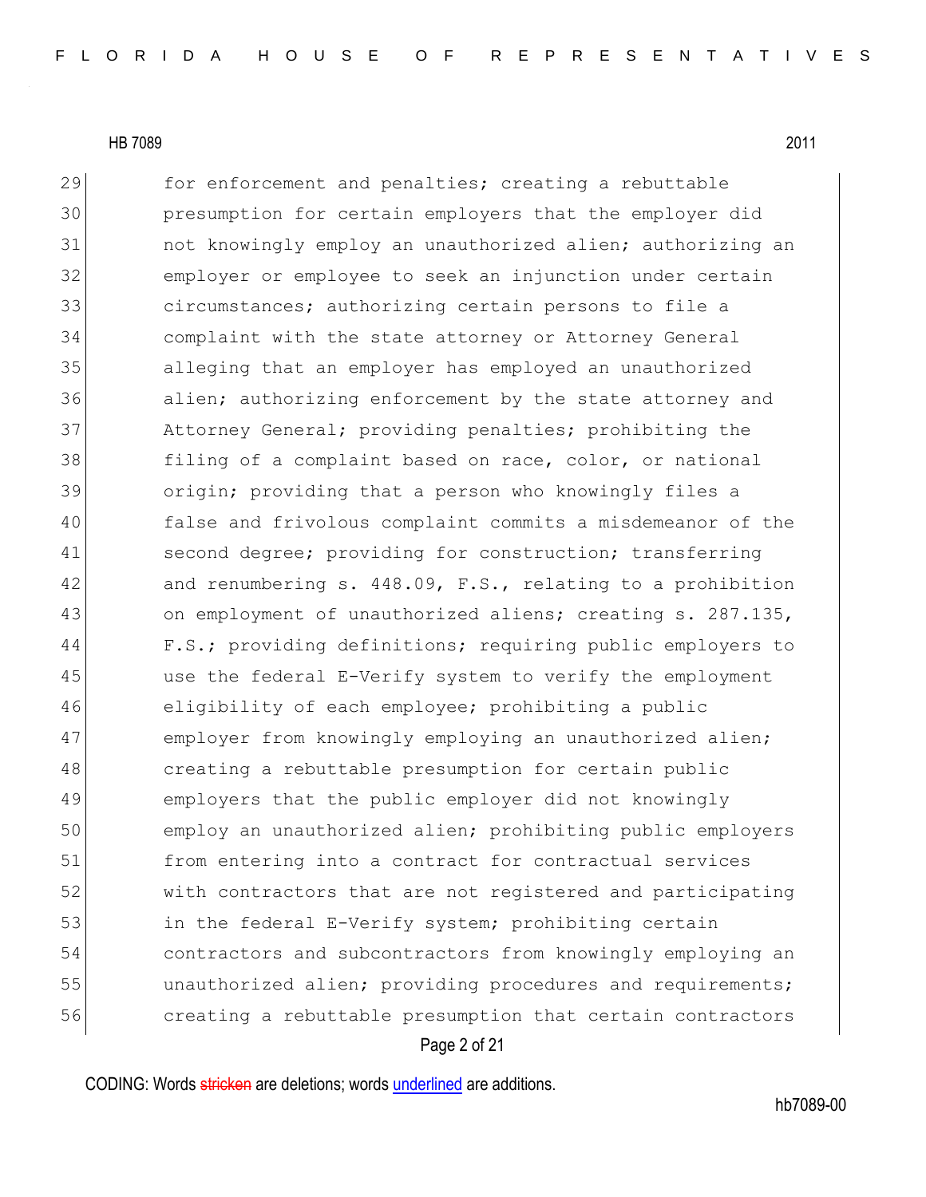29 for enforcement and penalties; creating a rebuttable
30 presumption for certain employers that the employer did
31 not knowingly employ an unauthorized alien; authorizing an
32 employer or employee to seek an injunction under certain
33 circumstances; authorizing certain persons to file a
34 complaint with the state attorney or Attorney General
35 alleging that an employer has employed an unauthorized
36 alien; authorizing enforcement by the state attorney and
37 Attorney General; providing penalties; prohibiting the
38 filing of a complaint based on race, color, or national
39 origin; providing that a person who knowingly files a
40 false and frivolous complaint commits a misdemeanor of the
41 second degree; providing for construction; transferring
42 and renumbering s. 448.09, F.S., relating to a prohibition
43 on employment of unauthorized aliens; creating s. 287.135,
44 F.S.; providing definitions; requiring public employers to
45 use the federal E-Verify system to verify the employment
46 eligibility of each employee; prohibiting a public
47 employer from knowingly employing an unauthorized alien;
48 creating a rebuttable presumption for certain public
49 employers that the public employer did not knowingly
50 employ an unauthorized alien; prohibiting public employers
51 from entering into a contract for contractual services
52 with contractors that are not registered and participating
53 in the federal E-Verify system; prohibiting certain
54 contractors and subcontractors from knowingly employing an
55 unauthorized alien; providing procedures and requirements;
56 creating a rebuttable presumption that certain contractors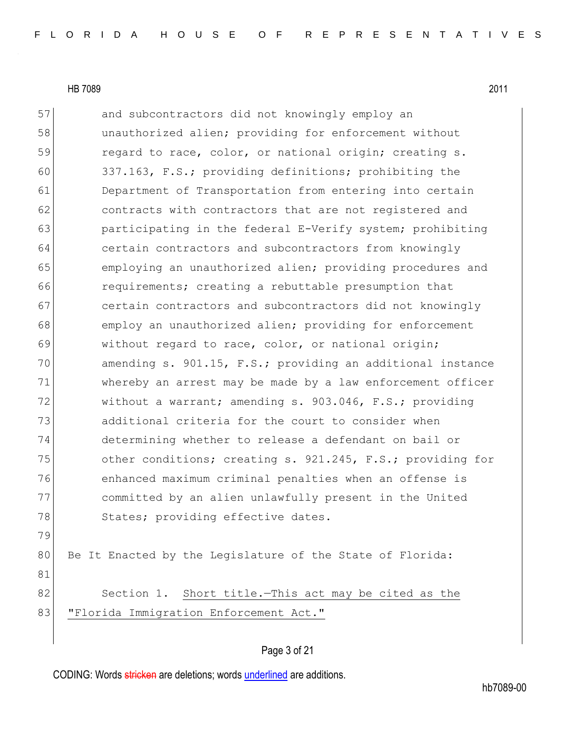and subcontractors did not knowingly employ an unauthorized alien; providing for enforcement without regard to race, color, or national origin; creating s. 337.163, F.S.; providing definitions; prohibiting the Department of Transportation from entering into certain contracts with contractors that are not registered and participating in the federal E-Verify system; prohibiting certain contractors and subcontractors from knowingly employing an unauthorized alien; providing procedures and requirements; creating a rebuttable presumption that certain contractors and subcontractors did not knowingly employ an unauthorized alien; providing for enforcement without regard to race, color, or national origin; amending s. 901.15, F.S.; providing an additional instance whereby an arrest may be made by a law enforcement officer without a warrant; amending s. 903.046, F.S.; providing additional criteria for the court to consider when determining whether to release a defendant on bail or other conditions; creating s. 921.245, F.S.; providing for enhanced maximum criminal penalties when an offense is committed by an alien unlawfully present in the United States; providing effective dates.

Be It Enacted by the Legislature of the State of Florida:

Section 1. Short title.—This act may be cited as the "Florida Immigration Enforcement Act."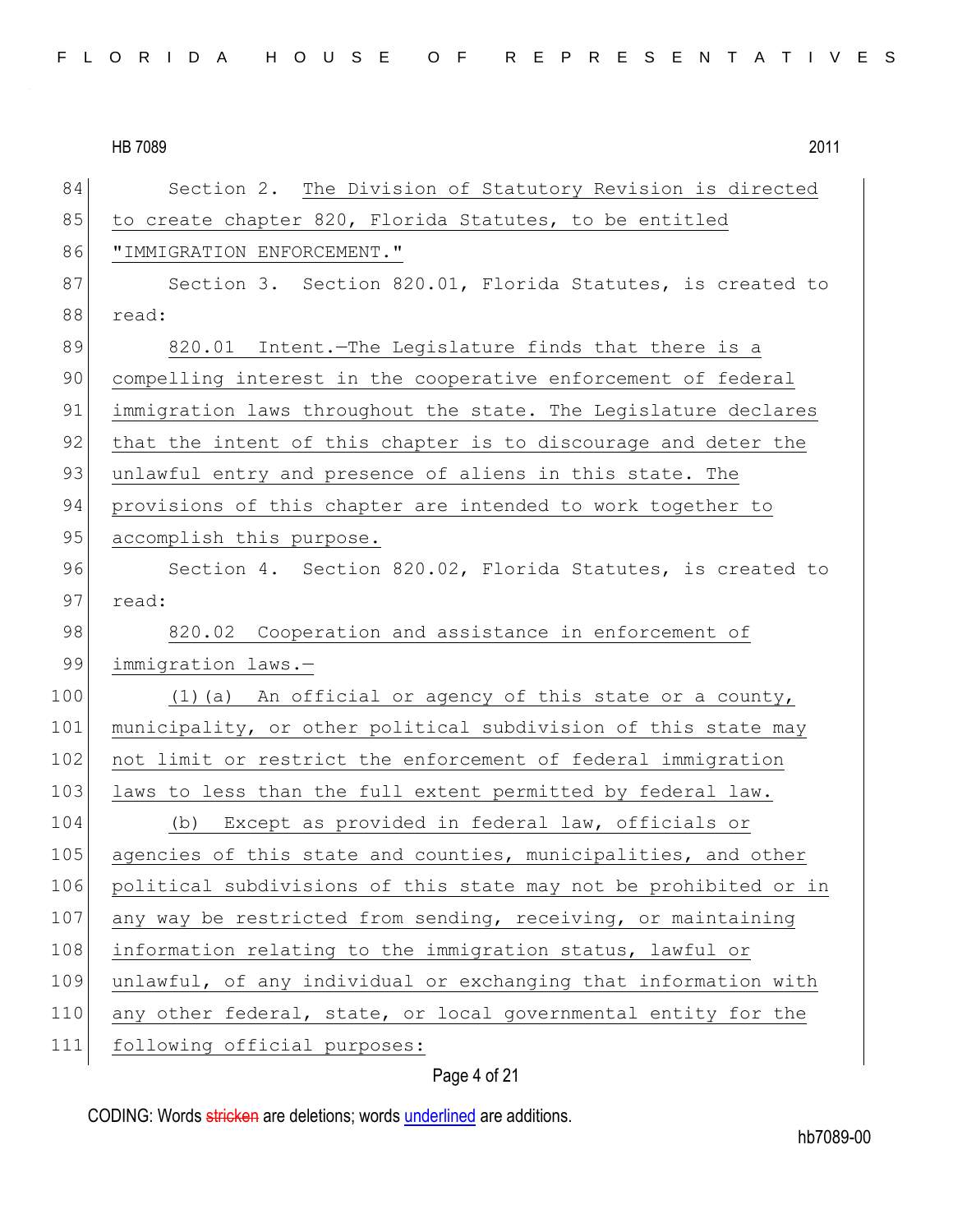Section 2. The Division of Statutory Revision is directed to create chapter 820, Florida Statutes, to be entitled "IMMIGRATION ENFORCEMENT."

Section 3. Section 820.01, Florida Statutes, is created to read:

820.01 Intent.—The Legislature finds that there is a compelling interest in the cooperative enforcement of federal immigration laws throughout the state. The Legislature declares that the intent of this chapter is to discourage and deter the unlawful entry and presence of aliens in this state. The provisions of this chapter are intended to work together to accomplish this purpose.

Section 4. Section 820.02, Florida Statutes, is created to read:

820.02 Cooperation and assistance in enforcement of immigration laws.—

(1)(a) An official or agency of this state or a county, municipality, or other political subdivision of this state may not limit or restrict the enforcement of federal immigration laws to less than the full extent permitted by federal law.

(b) Except as provided in federal law, officials or agencies of this state and counties, municipalities, and other political subdivisions of this state may not be prohibited or in any way be restricted from sending, receiving, or maintaining information relating to the immigration status, lawful or unlawful, of any individual or exchanging that information with any other federal, state, or local governmental entity for the following official purposes: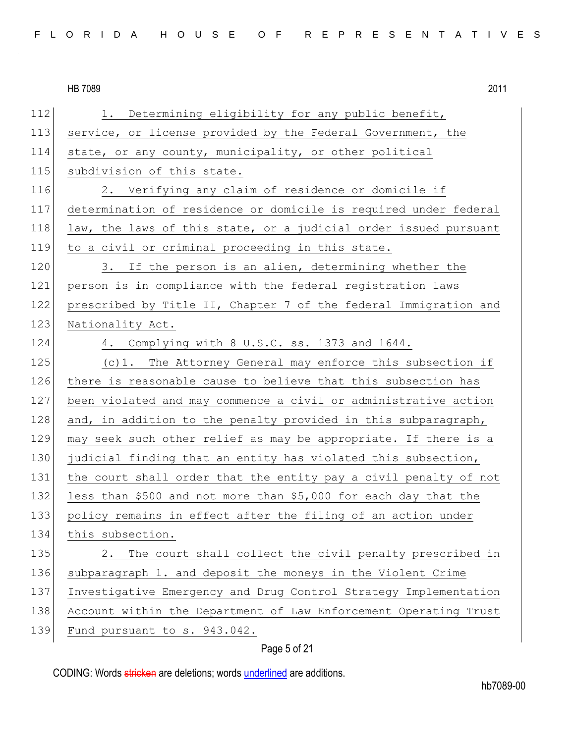1. Determining eligibility for any public benefit, service, or license provided by the Federal Government, the state, or any county, municipality, or other political subdivision of this state.

2. Verifying any claim of residence or domicile if determination of residence or domicile is required under federal law, the laws of this state, or a judicial order issued pursuant to a civil or criminal proceeding in this state.

3. If the person is an alien, determining whether the person is in compliance with the federal registration laws prescribed by Title II, Chapter 7 of the federal Immigration and Nationality Act.

4. Complying with 8 U.S.C. ss. 1373 and 1644.

(c)1. The Attorney General may enforce this subsection if there is reasonable cause to believe that this subsection has been violated and may commence a civil or administrative action and, in addition to the penalty provided in this subparagraph, may seek such other relief as may be appropriate. If there is a judicial finding that an entity has violated this subsection, the court shall order that the entity pay a civil penalty of not less than $500 and not more than $5,000 for each day that the policy remains in effect after the filing of an action under this subsection.

2. The court shall collect the civil penalty prescribed in subparagraph 1. and deposit the moneys in the Violent Crime Investigative Emergency and Drug Control Strategy Implementation Account within the Department of Law Enforcement Operating Trust Fund pursuant to s. 943.042.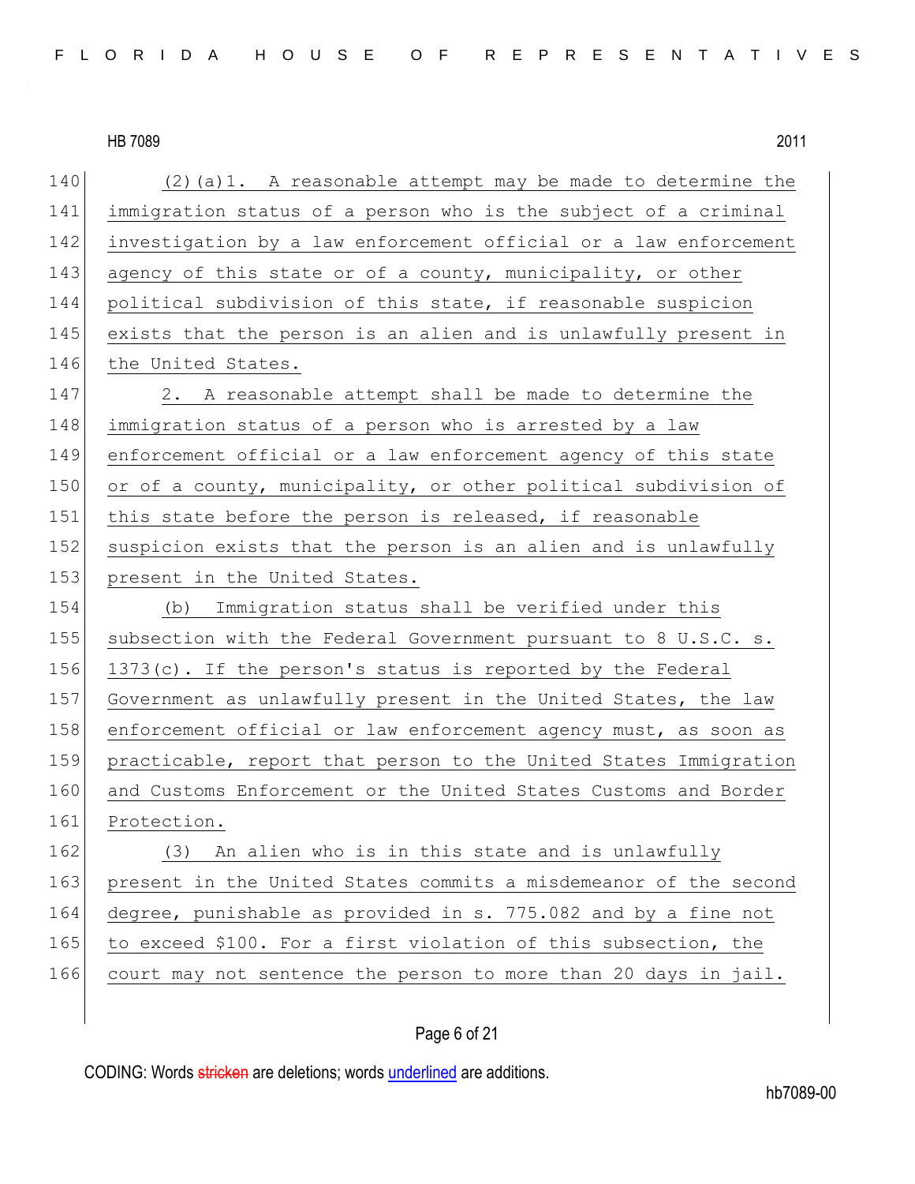(2)(a)1. A reasonable attempt may be made to determine the immigration status of a person who is the subject of a criminal investigation by a law enforcement official or a law enforcement agency of this state or of a county, municipality, or other political subdivision of this state, if reasonable suspicion exists that the person is an alien and is unlawfully present in the United States.

2. A reasonable attempt shall be made to determine the immigration status of a person who is arrested by a law enforcement official or a law enforcement agency of this state or of a county, municipality, or other political subdivision of this state before the person is released, if reasonable suspicion exists that the person is an alien and is unlawfully present in the United States.

(b) Immigration status shall be verified under this subsection with the Federal Government pursuant to 8 U.S.C. s. 1373(c). If the person's status is reported by the Federal Government as unlawfully present in the United States, the law enforcement official or law enforcement agency must, as soon as practicable, report that person to the United States Immigration and Customs Enforcement or the United States Customs and Border Protection.

(3) An alien who is in this state and is unlawfully present in the United States commits a misdemeanor of the second degree, punishable as provided in s. 775.082 and by a fine not to exceed $100. For a first violation of this subsection, the court may not sentence the person to more than 20 days in jail.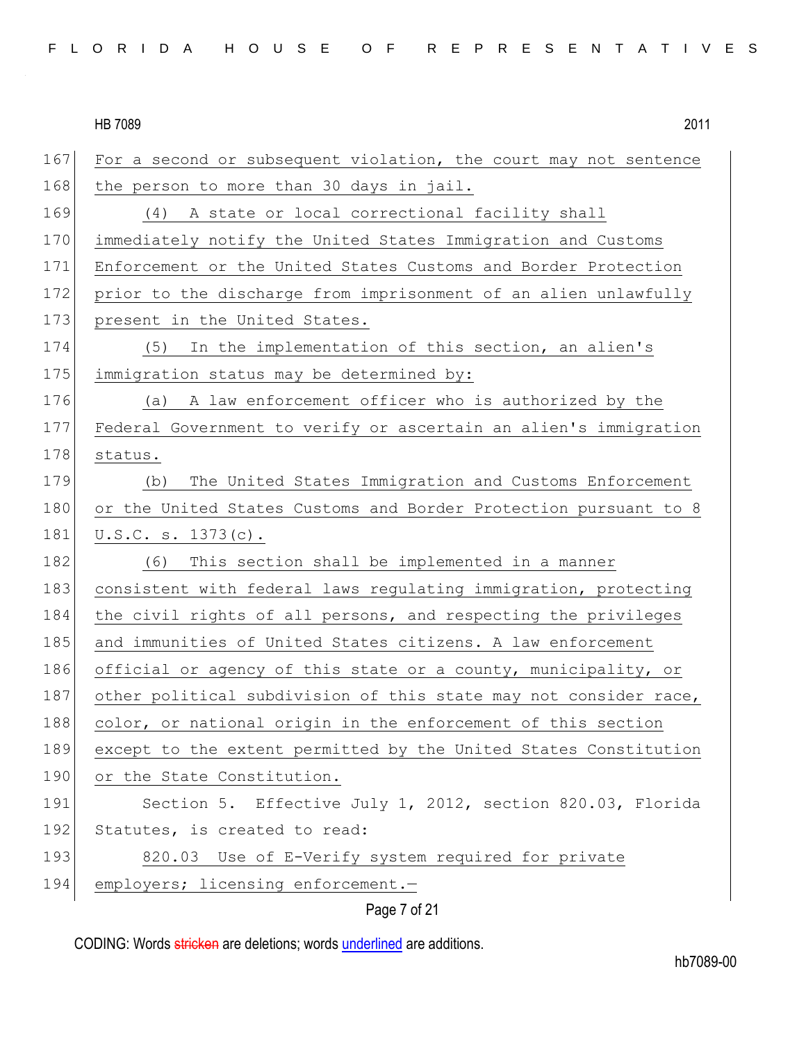For a second or subsequent violation, the court may not sentence the person to more than 30 days in jail.

(4) A state or local correctional facility shall immediately notify the United States Immigration and Customs Enforcement or the United States Customs and Border Protection prior to the discharge from imprisonment of an alien unlawfully present in the United States.

(5) In the implementation of this section, an alien's immigration status may be determined by:

(a) A law enforcement officer who is authorized by the Federal Government to verify or ascertain an alien's immigration status.

(b) The United States Immigration and Customs Enforcement or the United States Customs and Border Protection pursuant to 8 U.S.C. s. 1373(c).

(6) This section shall be implemented in a manner consistent with federal laws regulating immigration, protecting the civil rights of all persons, and respecting the privileges and immunities of United States citizens. A law enforcement official or agency of this state or a county, municipality, or other political subdivision of this state may not consider race, color, or national origin in the enforcement of this section except to the extent permitted by the United States Constitution or the State Constitution.

Section 5. Effective July 1, 2012, section 820.03, Florida Statutes, is created to read:

820.03 Use of E-Verify system required for private employers; licensing enforcement.—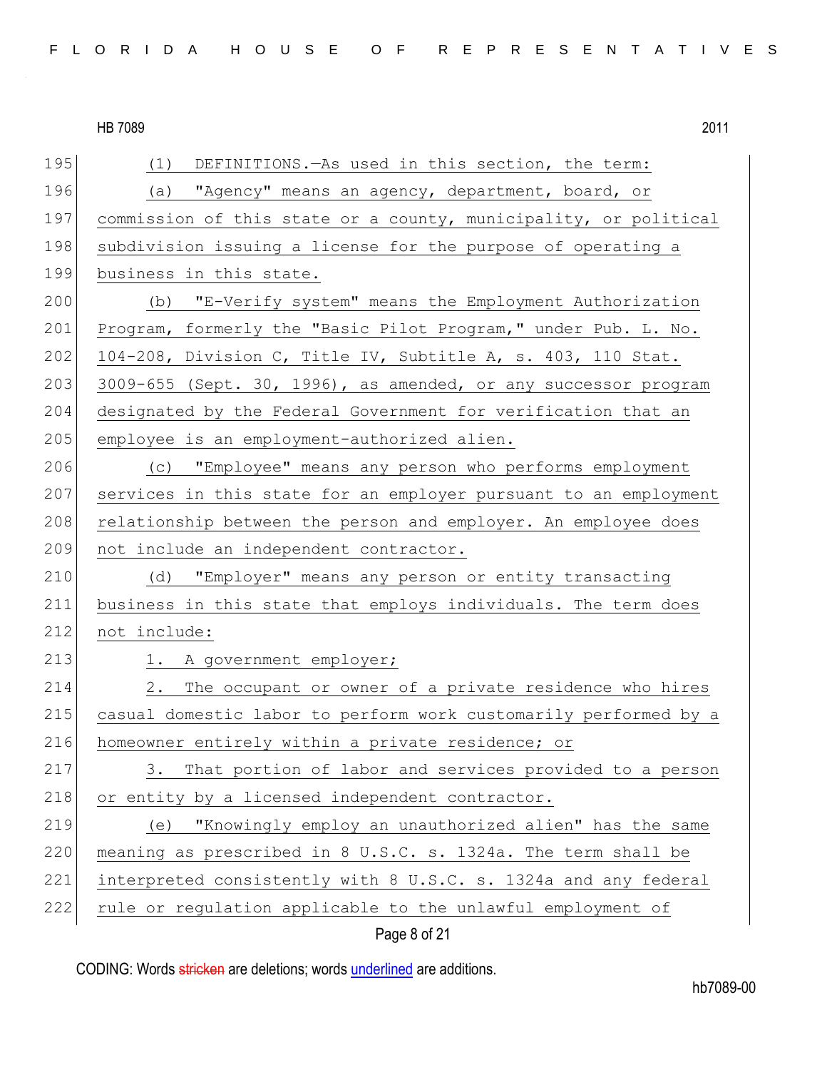(1) DEFINITIONS.—As used in this section, the term:

(a) "Agency" means an agency, department, board, or commission of this state or a county, municipality, or political subdivision issuing a license for the purpose of operating a business in this state.

(b) "E-Verify system" means the Employment Authorization Program, formerly the "Basic Pilot Program," under Pub. L. No. 104-208, Division C, Title IV, Subtitle A, s. 403, 110 Stat. 3009-655 (Sept. 30, 1996), as amended, or any successor program designated by the Federal Government for verification that an employee is an employment-authorized alien.

(c) "Employee" means any person who performs employment services in this state for an employer pursuant to an employment relationship between the person and employer. An employee does not include an independent contractor.

(d) "Employer" means any person or entity transacting business in this state that employs individuals. The term does not include:

1. A government employer;

2. The occupant or owner of a private residence who hires casual domestic labor to perform work customarily performed by a homeowner entirely within a private residence; or

3. That portion of labor and services provided to a person or entity by a licensed independent contractor.

(e) "Knowingly employ an unauthorized alien" has the same meaning as prescribed in 8 U.S.C. s. 1324a. The term shall be interpreted consistently with 8 U.S.C. s. 1324a and any federal rule or regulation applicable to the unlawful employment of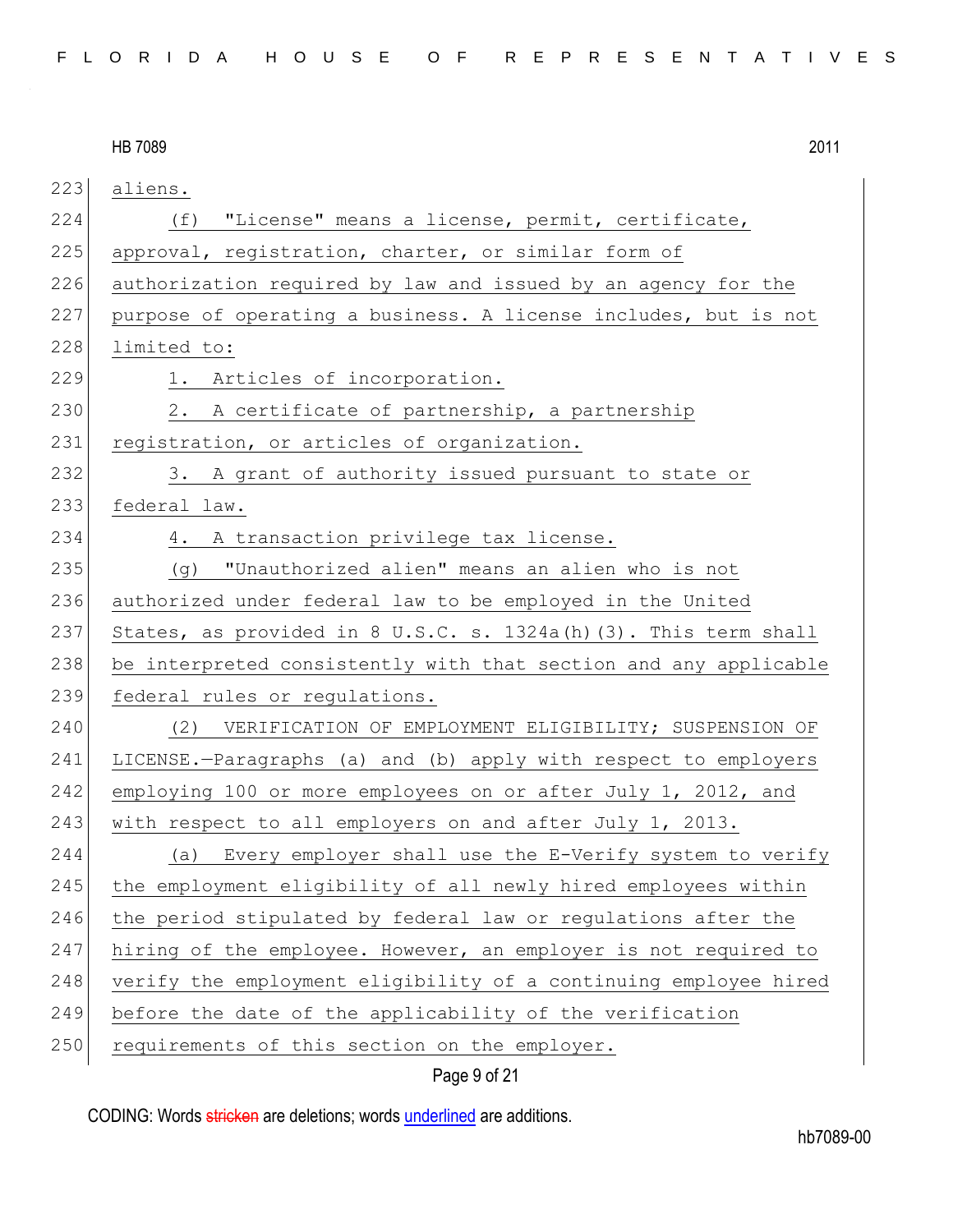aliens.

(f) "License" means a license, permit, certificate, approval, registration, charter, or similar form of authorization required by law and issued by an agency for the purpose of operating a business. A license includes, but is not limited to:

1. Articles of incorporation.

2. A certificate of partnership, a partnership registration, or articles of organization.

3. A grant of authority issued pursuant to state or federal law.

4. A transaction privilege tax license.

(g) "Unauthorized alien" means an alien who is not authorized under federal law to be employed in the United States, as provided in 8 U.S.C. s. 1324a(h)(3). This term shall be interpreted consistently with that section and any applicable federal rules or regulations.

(2) VERIFICATION OF EMPLOYMENT ELIGIBILITY; SUSPENSION OF LICENSE.—Paragraphs (a) and (b) apply with respect to employers employing 100 or more employees on or after July 1, 2012, and with respect to all employers on and after July 1, 2013.

(a) Every employer shall use the E-Verify system to verify the employment eligibility of all newly hired employees within the period stipulated by federal law or regulations after the hiring of the employee. However, an employer is not required to verify the employment eligibility of a continuing employee hired before the date of the applicability of the verification requirements of this section on the employer.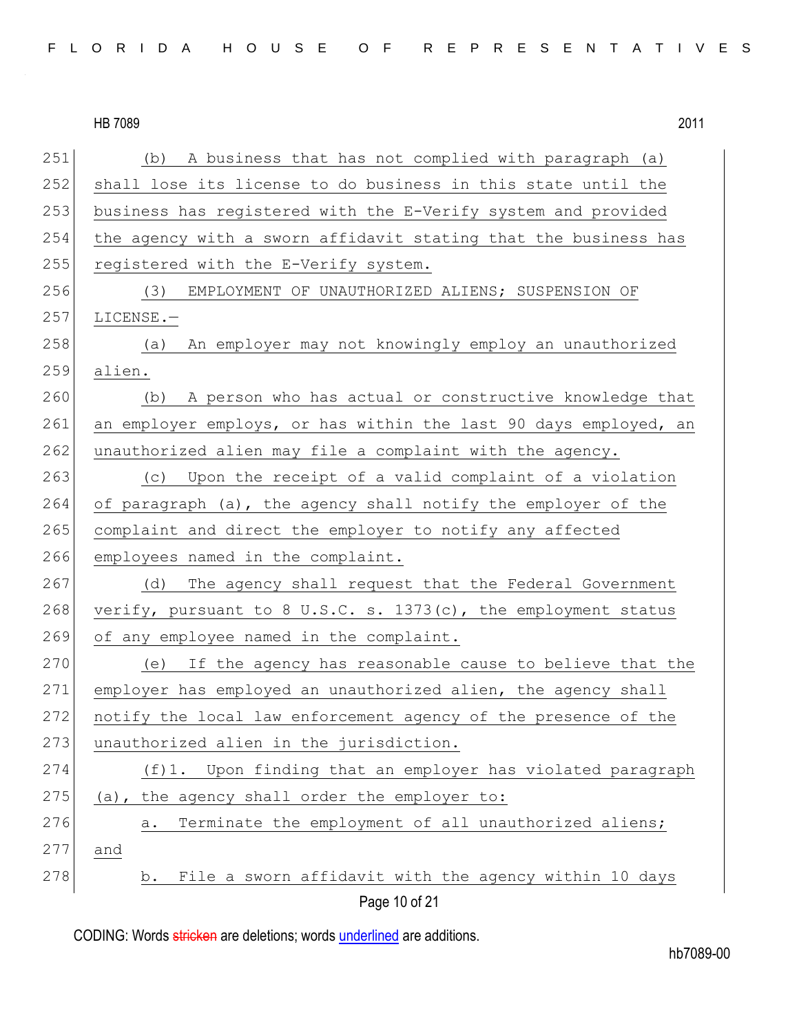(b) A business that has not complied with paragraph (a) shall lose its license to do business in this state until the business has registered with the E-Verify system and provided the agency with a sworn affidavit stating that the business has registered with the E-Verify system.

(3) EMPLOYMENT OF UNAUTHORIZED ALIENS; SUSPENSION OF LICENSE.—

(a) An employer may not knowingly employ an unauthorized alien.

(b) A person who has actual or constructive knowledge that an employer employs, or has within the last 90 days employed, an unauthorized alien may file a complaint with the agency.

(c) Upon the receipt of a valid complaint of a violation of paragraph (a), the agency shall notify the employer of the complaint and direct the employer to notify any affected employees named in the complaint.

(d) The agency shall request that the Federal Government verify, pursuant to 8 U.S.C. s. 1373(c), the employment status of any employee named in the complaint.

(e) If the agency has reasonable cause to believe that the employer has employed an unauthorized alien, the agency shall notify the local law enforcement agency of the presence of the unauthorized alien in the jurisdiction.

(f)1. Upon finding that an employer has violated paragraph (a), the agency shall order the employer to:

a. Terminate the employment of all unauthorized aliens; and

b. File a sworn affidavit with the agency within 10 days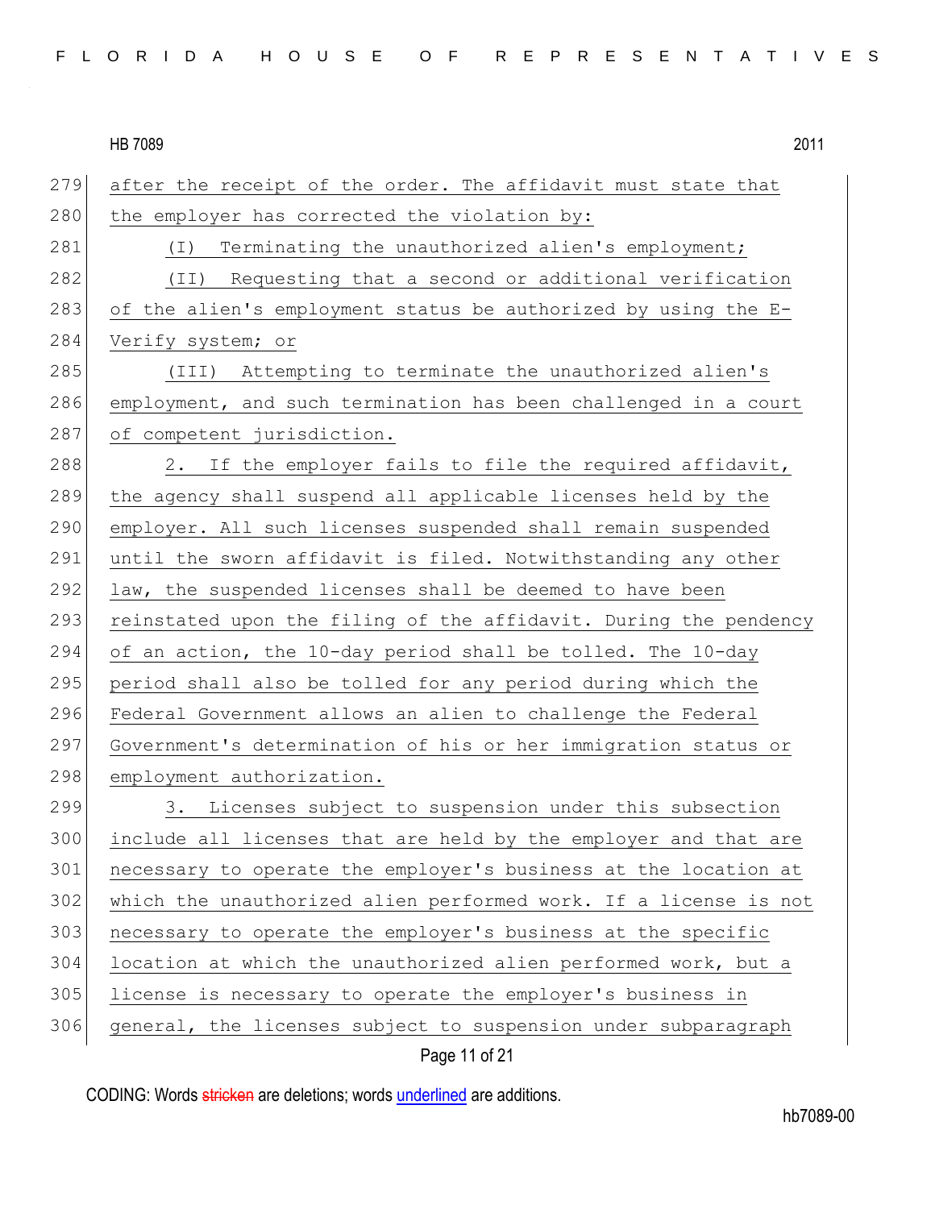after the receipt of the order. The affidavit must state that the employer has corrected the violation by:

(I) Terminating the unauthorized alien's employment;

(II) Requesting that a second or additional verification of the alien's employment status be authorized by using the E-Verify system; or

(III) Attempting to terminate the unauthorized alien's employment, and such termination has been challenged in a court of competent jurisdiction.

2. If the employer fails to file the required affidavit, the agency shall suspend all applicable licenses held by the employer. All such licenses suspended shall remain suspended until the sworn affidavit is filed. Notwithstanding any other law, the suspended licenses shall be deemed to have been reinstated upon the filing of the affidavit. During the pendency of an action, the 10-day period shall be tolled. The 10-day period shall also be tolled for any period during which the Federal Government allows an alien to challenge the Federal Government's determination of his or her immigration status or employment authorization.

3. Licenses subject to suspension under this subsection include all licenses that are held by the employer and that are necessary to operate the employer's business at the location at which the unauthorized alien performed work. If a license is not necessary to operate the employer's business at the specific location at which the unauthorized alien performed work, but a license is necessary to operate the employer's business in general, the licenses subject to suspension under subparagraph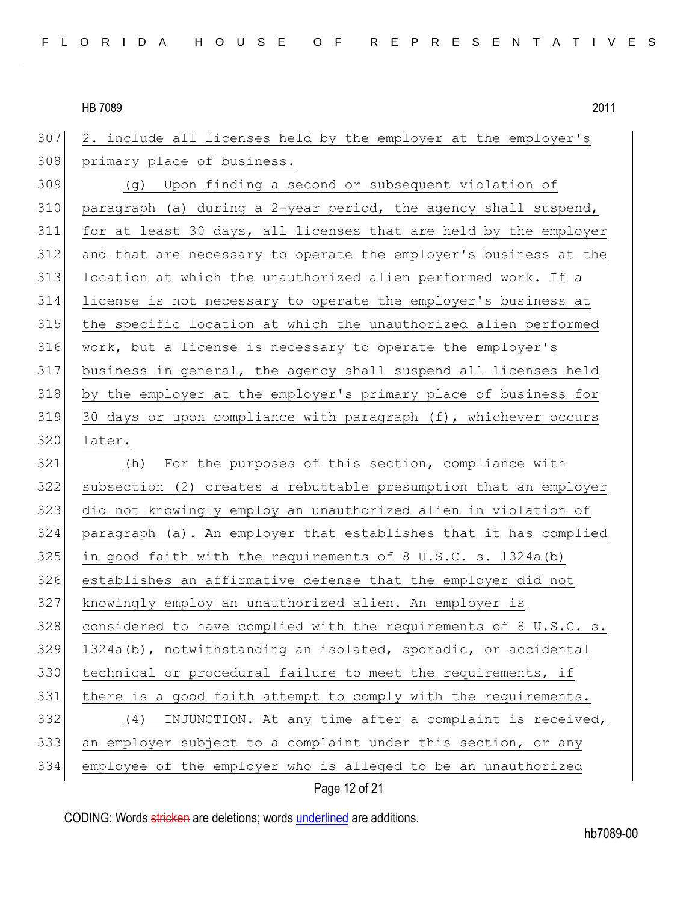2. include all licenses held by the employer at the employer's primary place of business.

(g) Upon finding a second or subsequent violation of paragraph (a) during a 2-year period, the agency shall suspend, for at least 30 days, all licenses that are held by the employer and that are necessary to operate the employer's business at the location at which the unauthorized alien performed work. If a license is not necessary to operate the employer's business at the specific location at which the unauthorized alien performed work, but a license is necessary to operate the employer's business in general, the agency shall suspend all licenses held by the employer at the employer's primary place of business for 30 days or upon compliance with paragraph (f), whichever occurs later.

(h) For the purposes of this section, compliance with subsection (2) creates a rebuttable presumption that an employer did not knowingly employ an unauthorized alien in violation of paragraph (a). An employer that establishes that it has complied in good faith with the requirements of 8 U.S.C. s. 1324a(b) establishes an affirmative defense that the employer did not knowingly employ an unauthorized alien. An employer is considered to have complied with the requirements of 8 U.S.C. s. 1324a(b), notwithstanding an isolated, sporadic, or accidental technical or procedural failure to meet the requirements, if there is a good faith attempt to comply with the requirements.

(4) INJUNCTION.—At any time after a complaint is received, an employer subject to a complaint under this section, or any employee of the employer who is alleged to be an unauthorized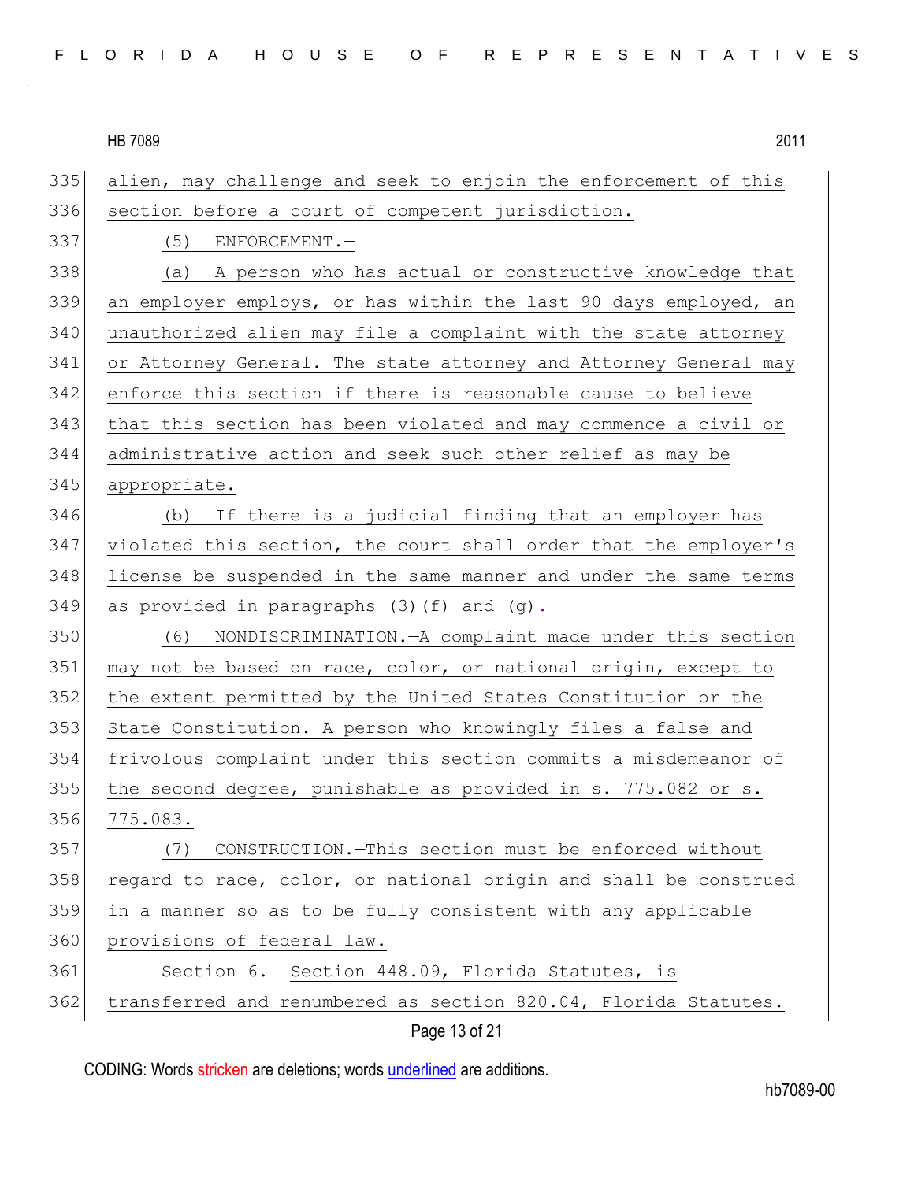alien, may challenge and seek to enjoin the enforcement of this section before a court of competent jurisdiction.

(5) ENFORCEMENT.—

(a) A person who has actual or constructive knowledge that an employer employs, or has within the last 90 days employed, an unauthorized alien may file a complaint with the state attorney or Attorney General. The state attorney and Attorney General may enforce this section if there is reasonable cause to believe that this section has been violated and may commence a civil or administrative action and seek such other relief as may be appropriate.

(b) If there is a judicial finding that an employer has violated this section, the court shall order that the employer's license be suspended in the same manner and under the same terms as provided in paragraphs (3)(f) and (g).

(6) NONDISCRIMINATION.—A complaint made under this section may not be based on race, color, or national origin, except to the extent permitted by the United States Constitution or the State Constitution. A person who knowingly files a false and frivolous complaint under this section commits a misdemeanor of the second degree, punishable as provided in s. 775.082 or s. 775.083.

(7) CONSTRUCTION.—This section must be enforced without regard to race, color, or national origin and shall be construed in a manner so as to be fully consistent with any applicable provisions of federal law.

Section 6. Section 448.09, Florida Statutes, is transferred and renumbered as section 820.04, Florida Statutes.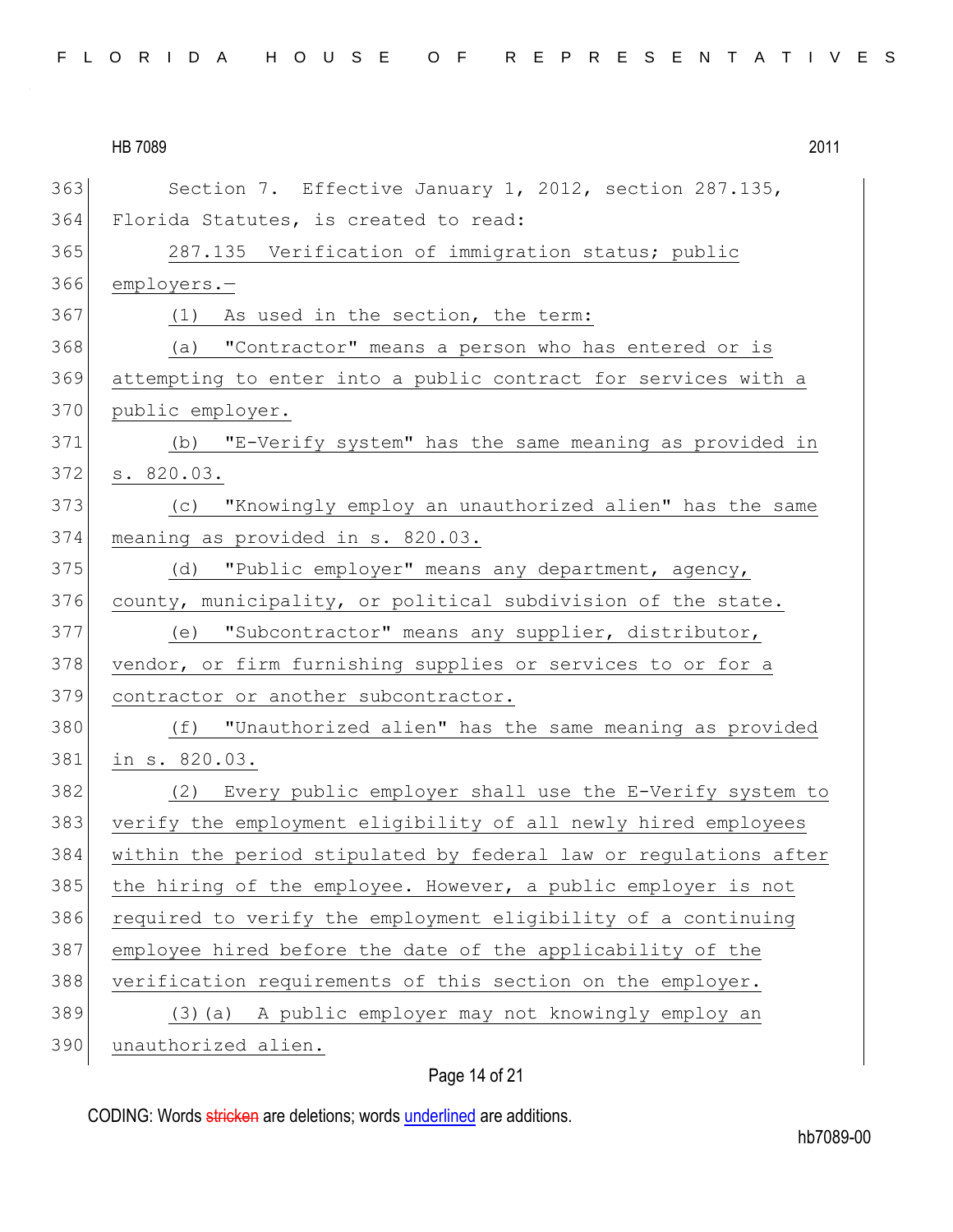HB 7089 2011

Section 7. Effective January 1, 2012, section 287.135, Florida Statutes, is created to read:

287.135 Verification of immigration status; public employers.—

(1) As used in the section, the term:

(a) "Contractor" means a person who has entered or is attempting to enter into a public contract for services with a public employer.

(b) "E-Verify system" has the same meaning as provided in s. 820.03.

(c) "Knowingly employ an unauthorized alien" has the same meaning as provided in s. 820.03.

(d) "Public employer" means any department, agency, county, municipality, or political subdivision of the state.

(e) "Subcontractor" means any supplier, distributor, vendor, or firm furnishing supplies or services to or for a contractor or another subcontractor.

(f) "Unauthorized alien" has the same meaning as provided in s. 820.03.

(2) Every public employer shall use the E-Verify system to verify the employment eligibility of all newly hired employees within the period stipulated by federal law or regulations after the hiring of the employee. However, a public employer is not required to verify the employment eligibility of a continuing employee hired before the date of the applicability of the verification requirements of this section on the employer.

(3)(a) A public employer may not knowingly employ an unauthorized alien.

CODING: Words ~~stricken~~ are deletions; words underlined are additions.

hb7089-00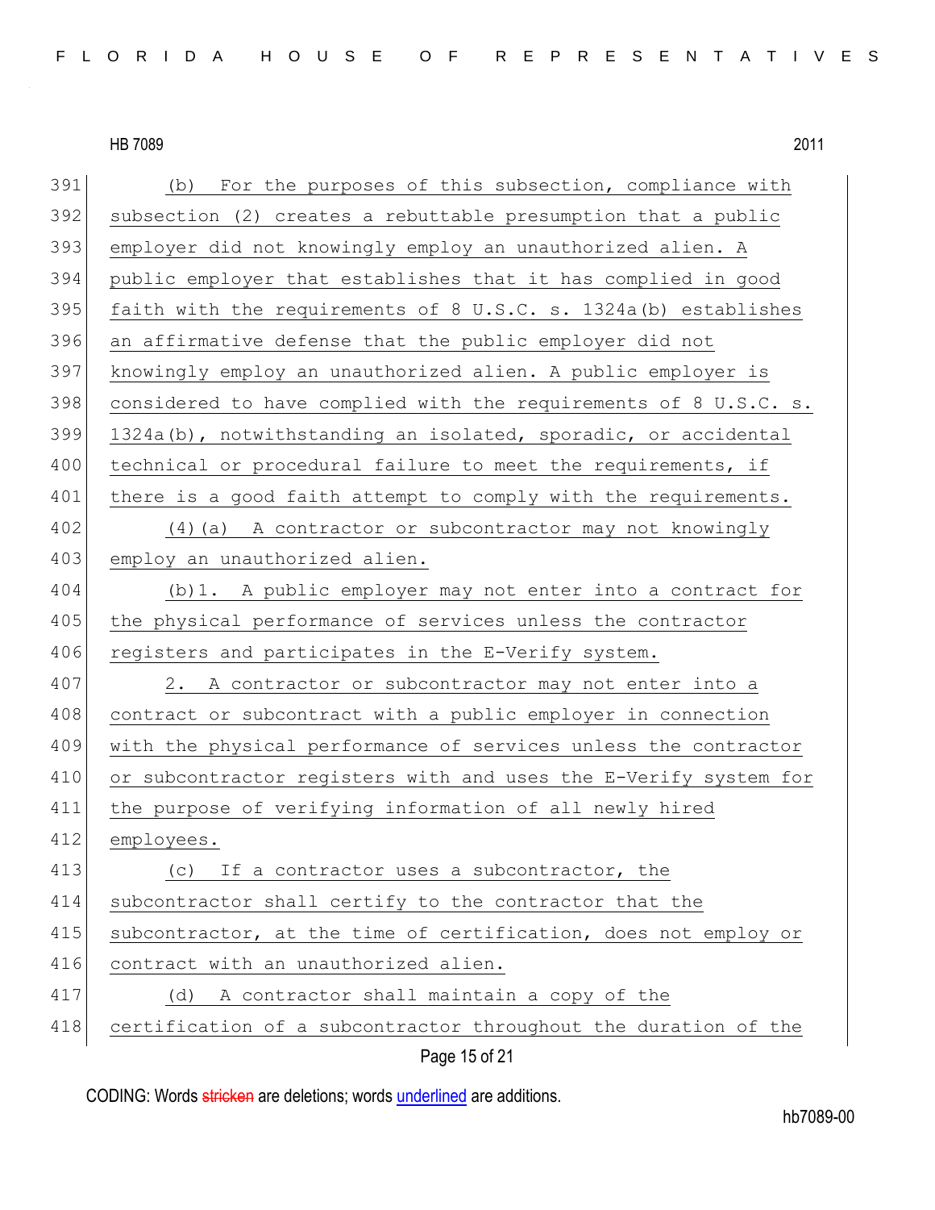391 (b) For the purposes of this subsection, compliance with
392 subsection (2) creates a rebuttable presumption that a public
393 employer did not knowingly employ an unauthorized alien. A
394 public employer that establishes that it has complied in good
395 faith with the requirements of 8 U.S.C. s. 1324a(b) establishes
396 an affirmative defense that the public employer did not
397 knowingly employ an unauthorized alien. A public employer is
398 considered to have complied with the requirements of 8 U.S.C. s.
399 1324a(b), notwithstanding an isolated, sporadic, or accidental
400 technical or procedural failure to meet the requirements, if
401 there is a good faith attempt to comply with the requirements.
402 (4)(a) A contractor or subcontractor may not knowingly
403 employ an unauthorized alien.
404 (b)1. A public employer may not enter into a contract for
405 the physical performance of services unless the contractor
406 registers and participates in the E-Verify system.
407 2. A contractor or subcontractor may not enter into a
408 contract or subcontract with a public employer in connection
409 with the physical performance of services unless the contractor
410 or subcontractor registers with and uses the E-Verify system for
411 the purpose of verifying information of all newly hired
412 employees.
413 (c) If a contractor uses a subcontractor, the
414 subcontractor shall certify to the contractor that the
415 subcontractor, at the time of certification, does not employ or
416 contract with an unauthorized alien.
417 (d) A contractor shall maintain a copy of the
418 certification of a subcontractor throughout the duration of the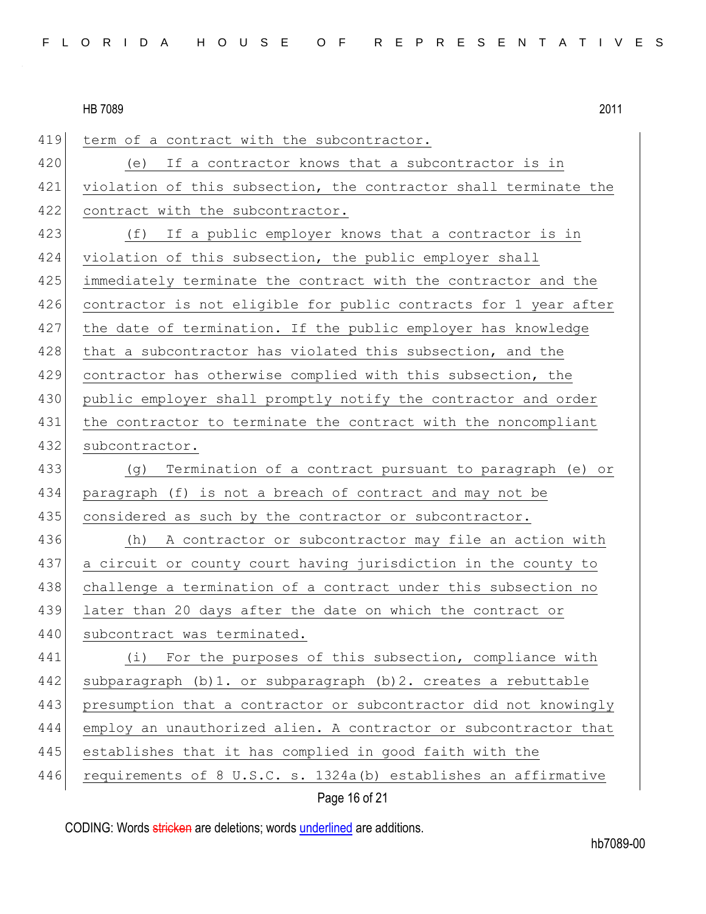term of a contract with the subcontractor.

(e) If a contractor knows that a subcontractor is in violation of this subsection, the contractor shall terminate the contract with the subcontractor.

(f) If a public employer knows that a contractor is in violation of this subsection, the public employer shall immediately terminate the contract with the contractor and the contractor is not eligible for public contracts for 1 year after the date of termination. If the public employer has knowledge that a subcontractor has violated this subsection, and the contractor has otherwise complied with this subsection, the public employer shall promptly notify the contractor and order the contractor to terminate the contract with the noncompliant subcontractor.

(g) Termination of a contract pursuant to paragraph (e) or paragraph (f) is not a breach of contract and may not be considered as such by the contractor or subcontractor.

(h) A contractor or subcontractor may file an action with a circuit or county court having jurisdiction in the county to challenge a termination of a contract under this subsection no later than 20 days after the date on which the contract or subcontract was terminated.

(i) For the purposes of this subsection, compliance with subparagraph (b)1. or subparagraph (b)2. creates a rebuttable presumption that a contractor or subcontractor did not knowingly employ an unauthorized alien. A contractor or subcontractor that establishes that it has complied in good faith with the requirements of 8 U.S.C. s. 1324a(b) establishes an affirmative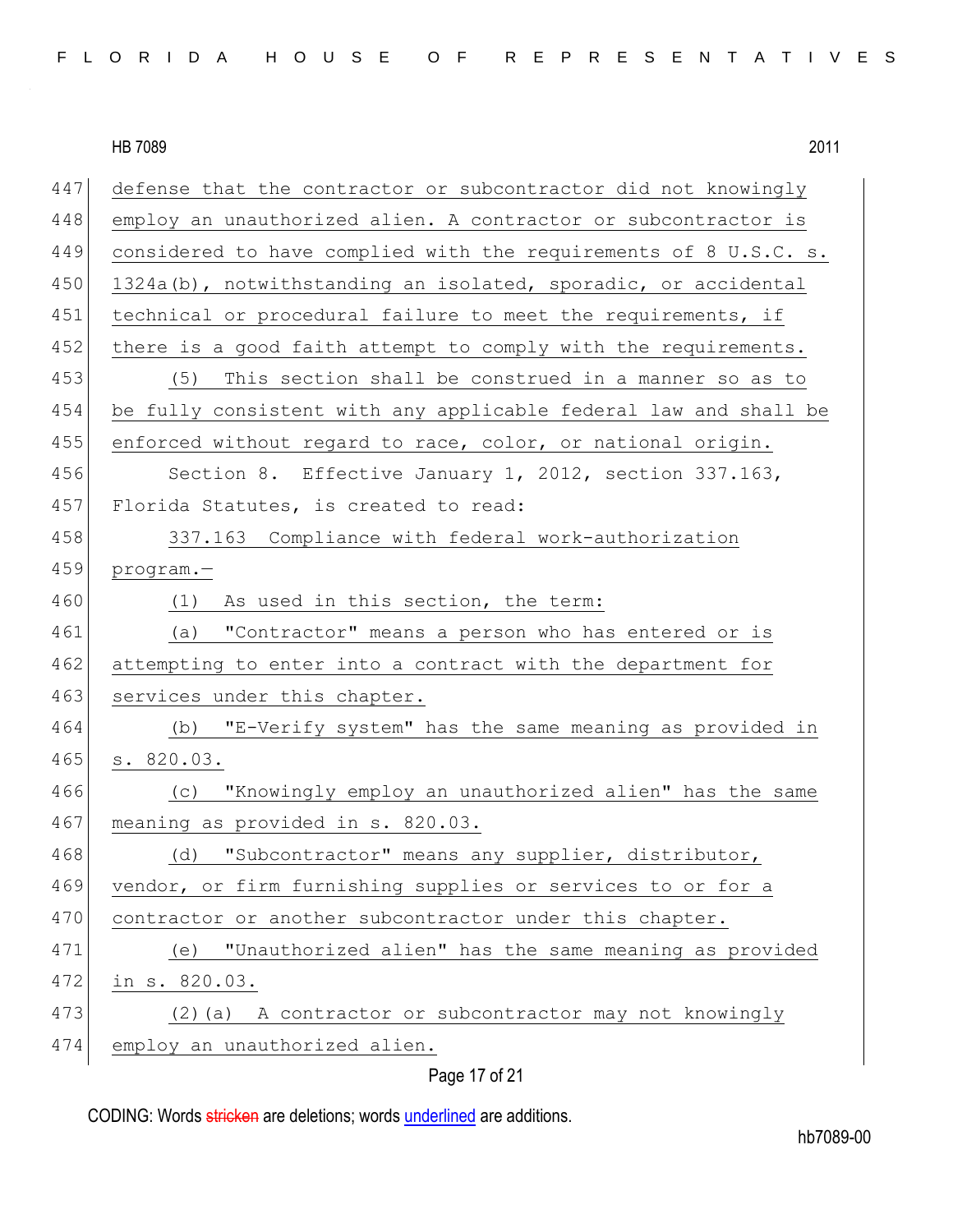defense that the contractor or subcontractor did not knowingly employ an unauthorized alien. A contractor or subcontractor is considered to have complied with the requirements of 8 U.S.C. s. 1324a(b), notwithstanding an isolated, sporadic, or accidental technical or procedural failure to meet the requirements, if there is a good faith attempt to comply with the requirements.

(5) This section shall be construed in a manner so as to be fully consistent with any applicable federal law and shall be enforced without regard to race, color, or national origin.

Section 8. Effective January 1, 2012, section 337.163, Florida Statutes, is created to read:

337.163 Compliance with federal work-authorization program.—

(1) As used in this section, the term:

(a) "Contractor" means a person who has entered or is attempting to enter into a contract with the department for services under this chapter.

(b) "E-Verify system" has the same meaning as provided in s. 820.03.

(c) "Knowingly employ an unauthorized alien" has the same meaning as provided in s. 820.03.

(d) "Subcontractor" means any supplier, distributor, vendor, or firm furnishing supplies or services to or for a contractor or another subcontractor under this chapter.

(e) "Unauthorized alien" has the same meaning as provided in s. 820.03.

(2)(a) A contractor or subcontractor may not knowingly employ an unauthorized alien.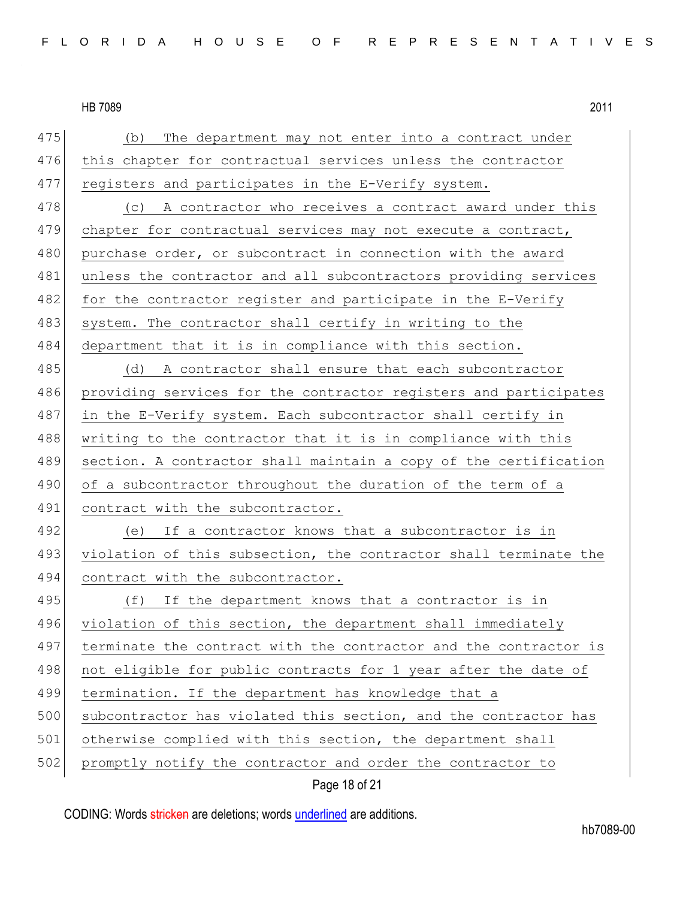(b) The department may not enter into a contract under this chapter for contractual services unless the contractor registers and participates in the E-Verify system.

(c) A contractor who receives a contract award under this chapter for contractual services may not execute a contract, purchase order, or subcontract in connection with the award unless the contractor and all subcontractors providing services for the contractor register and participate in the E-Verify system. The contractor shall certify in writing to the department that it is in compliance with this section.

(d) A contractor shall ensure that each subcontractor providing services for the contractor registers and participates in the E-Verify system. Each subcontractor shall certify in writing to the contractor that it is in compliance with this section. A contractor shall maintain a copy of the certification of a subcontractor throughout the duration of the term of a contract with the subcontractor.

(e) If a contractor knows that a subcontractor is in violation of this subsection, the contractor shall terminate the contract with the subcontractor.

(f) If the department knows that a contractor is in violation of this section, the department shall immediately terminate the contract with the contractor and the contractor is not eligible for public contracts for 1 year after the date of termination. If the department has knowledge that a subcontractor has violated this section, and the contractor has otherwise complied with this section, the department shall promptly notify the contractor and order the contractor to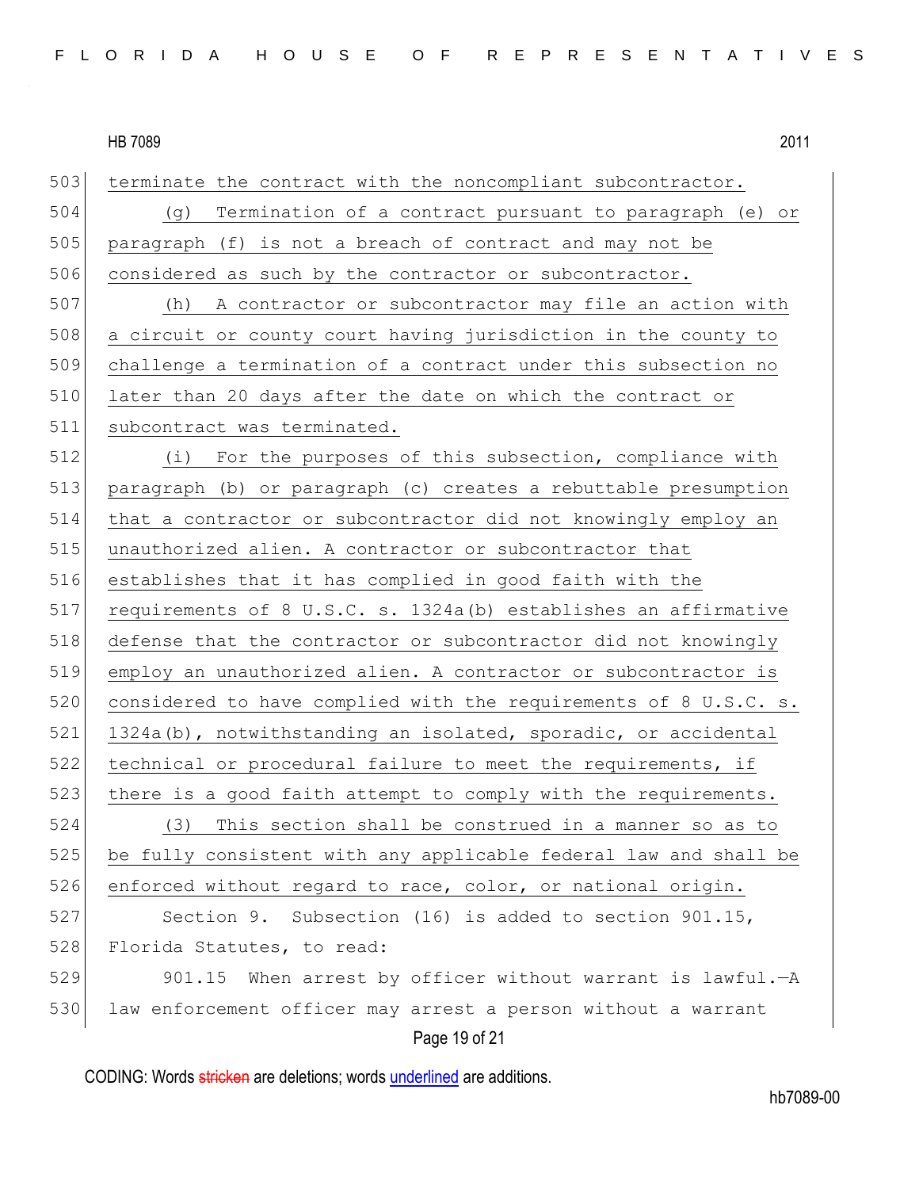terminate the contract with the noncompliant subcontractor.

(g) Termination of a contract pursuant to paragraph (e) or paragraph (f) is not a breach of contract and may not be considered as such by the contractor or subcontractor.

(h) A contractor or subcontractor may file an action with a circuit or county court having jurisdiction in the county to challenge a termination of a contract under this subsection no later than 20 days after the date on which the contract or subcontract was terminated.

(i) For the purposes of this subsection, compliance with paragraph (b) or paragraph (c) creates a rebuttable presumption that a contractor or subcontractor did not knowingly employ an unauthorized alien. A contractor or subcontractor that establishes that it has complied in good faith with the requirements of 8 U.S.C. s. 1324a(b) establishes an affirmative defense that the contractor or subcontractor did not knowingly employ an unauthorized alien. A contractor or subcontractor is considered to have complied with the requirements of 8 U.S.C. s. 1324a(b), notwithstanding an isolated, sporadic, or accidental technical or procedural failure to meet the requirements, if there is a good faith attempt to comply with the requirements.

(3) This section shall be construed in a manner so as to be fully consistent with any applicable federal law and shall be enforced without regard to race, color, or national origin.

Section 9. Subsection (16) is added to section 901.15, Florida Statutes, to read:

901.15 When arrest by officer without warrant is lawful.—A law enforcement officer may arrest a person without a warrant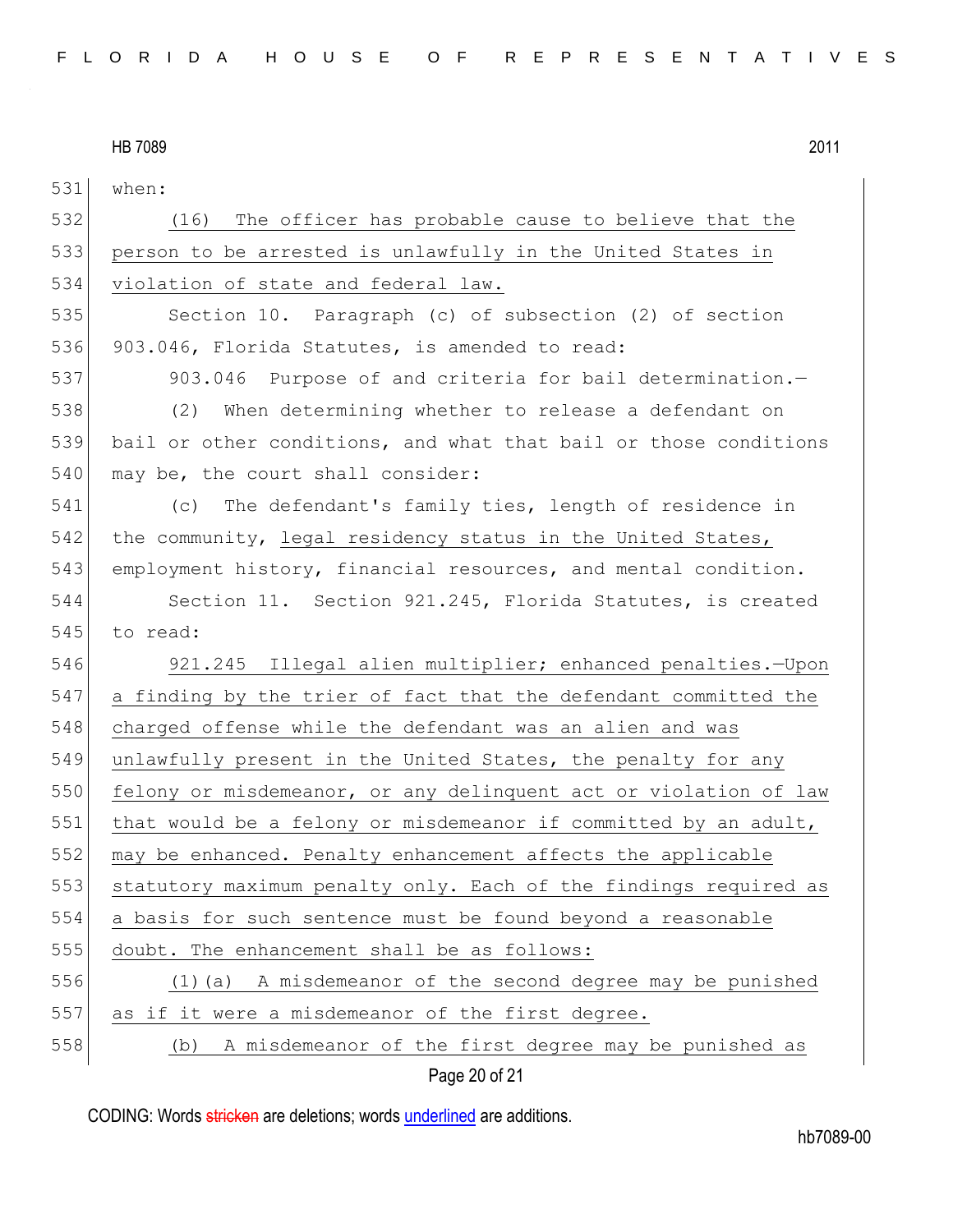when:

(16) The officer has probable cause to believe that the person to be arrested is unlawfully in the United States in violation of state and federal law.

Section 10. Paragraph (c) of subsection (2) of section 903.046, Florida Statutes, is amended to read:

903.046 Purpose of and criteria for bail determination.—

(2) When determining whether to release a defendant on bail or other conditions, and what that bail or those conditions may be, the court shall consider:

(c) The defendant's family ties, length of residence in the community, legal residency status in the United States, employment history, financial resources, and mental condition.

Section 11. Section 921.245, Florida Statutes, is created to read:

921.245 Illegal alien multiplier; enhanced penalties.—Upon a finding by the trier of fact that the defendant committed the charged offense while the defendant was an alien and was unlawfully present in the United States, the penalty for any felony or misdemeanor, or any delinquent act or violation of law that would be a felony or misdemeanor if committed by an adult, may be enhanced. Penalty enhancement affects the applicable statutory maximum penalty only. Each of the findings required as a basis for such sentence must be found beyond a reasonable doubt. The enhancement shall be as follows:

(1)(a) A misdemeanor of the second degree may be punished as if it were a misdemeanor of the first degree.

(b) A misdemeanor of the first degree may be punished as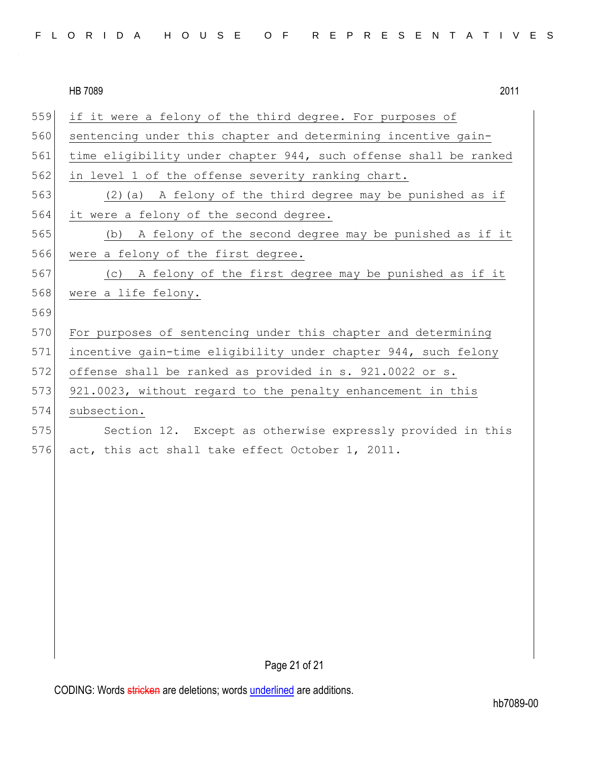559 if it were a felony of the third degree. For purposes of
560 sentencing under this chapter and determining incentive gain-
561 time eligibility under chapter 944, such offense shall be ranked
562 in level 1 of the offense severity ranking chart.
563 (2)(a) A felony of the third degree may be punished as if
564 it were a felony of the second degree.
565 (b) A felony of the second degree may be punished as if it
566 were a felony of the first degree.
567 (c) A felony of the first degree may be punished as if it
568 were a life felony.
569
570 For purposes of sentencing under this chapter and determining
571 incentive gain-time eligibility under chapter 944, such felony
572 offense shall be ranked as provided in s. 921.0022 or s.
573 921.0023, without regard to the penalty enhancement in this
574 subsection.
575 Section 12. Except as otherwise expressly provided in this
576 act, this act shall take effect October 1, 2011.

CODING: Words stricken are deletions; words underlined are additions.